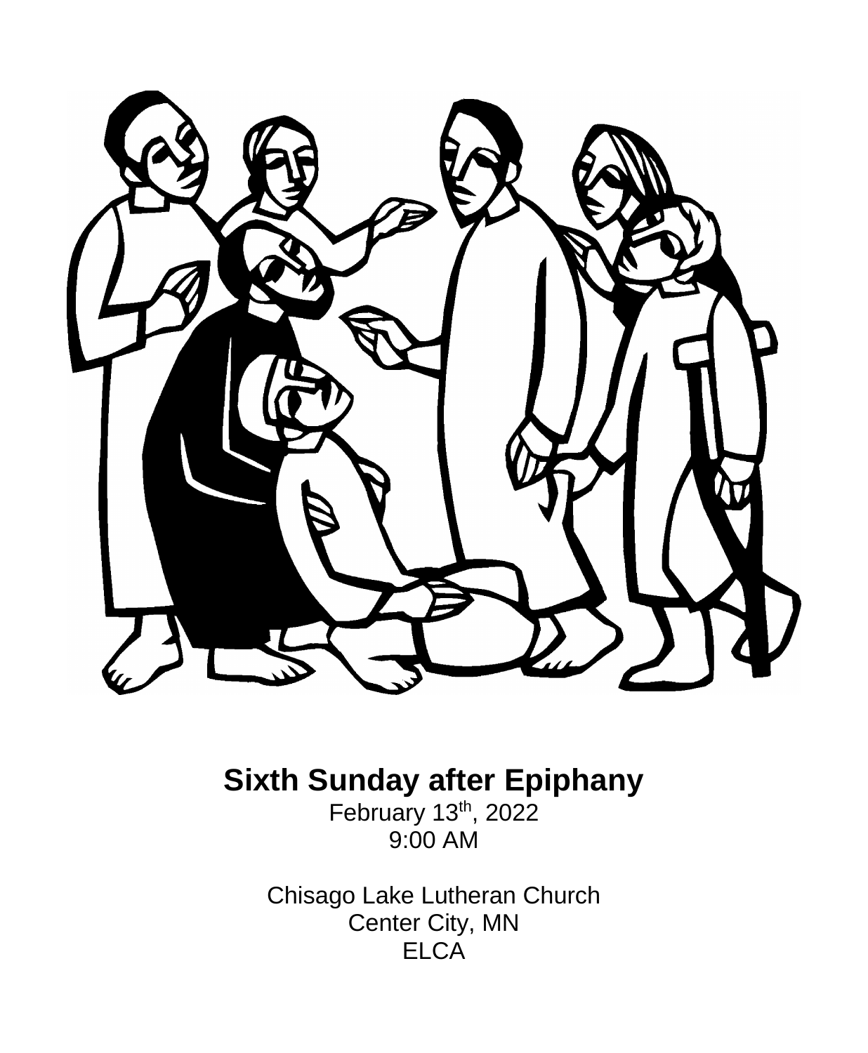# Sixth Sunday after Epiphany

February 13th, 2022
9:00 AM

Chisago Lake Lutheran Church
Center City, MN
ELCA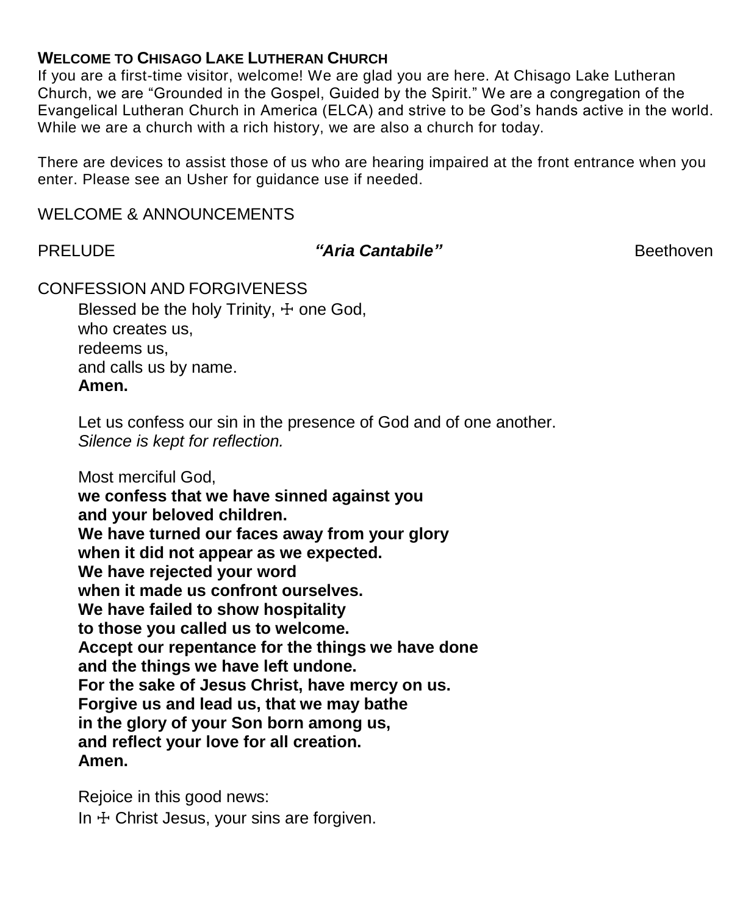## WELCOME TO CHISAGO LAKE LUTHERAN CHURCH

If you are a first-time visitor, welcome! We are glad you are here. At Chisago Lake Lutheran Church, we are "Grounded in the Gospel, Guided by the Spirit." We are a congregation of the Evangelical Lutheran Church in America (ELCA) and strive to be God's hands active in the world. While we are a church with a rich history, we are also a church for today.

There are devices to assist those of us who are hearing impaired at the front entrance when you enter. Please see an Usher for guidance use if needed.

WELCOME & ANNOUNCEMENTS

PRELUDE ***"Aria Cantabile"*** Beethoven

CONFESSION AND FORGIVENESS

Blessed be the holy Trinity, ☩ one God,
who creates us,
redeems us,
and calls us by name.
**Amen.**

Let us confess our sin in the presence of God and of one another.
*Silence is kept for reflection.*

Most merciful God,
**we confess that we have sinned against you**
**and your beloved children.**
**We have turned our faces away from your glory**
**when it did not appear as we expected.**
**We have rejected your word**
**when it made us confront ourselves.**
**We have failed to show hospitality**
**to those you called us to welcome.**
**Accept our repentance for the things we have done**
**and the things we have left undone.**
**For the sake of Jesus Christ, have mercy on us.**
**Forgive us and lead us, that we may bathe**
**in the glory of your Son born among us,**
**and reflect your love for all creation.**
**Amen.**

Rejoice in this good news:
In ☩ Christ Jesus, your sins are forgiven.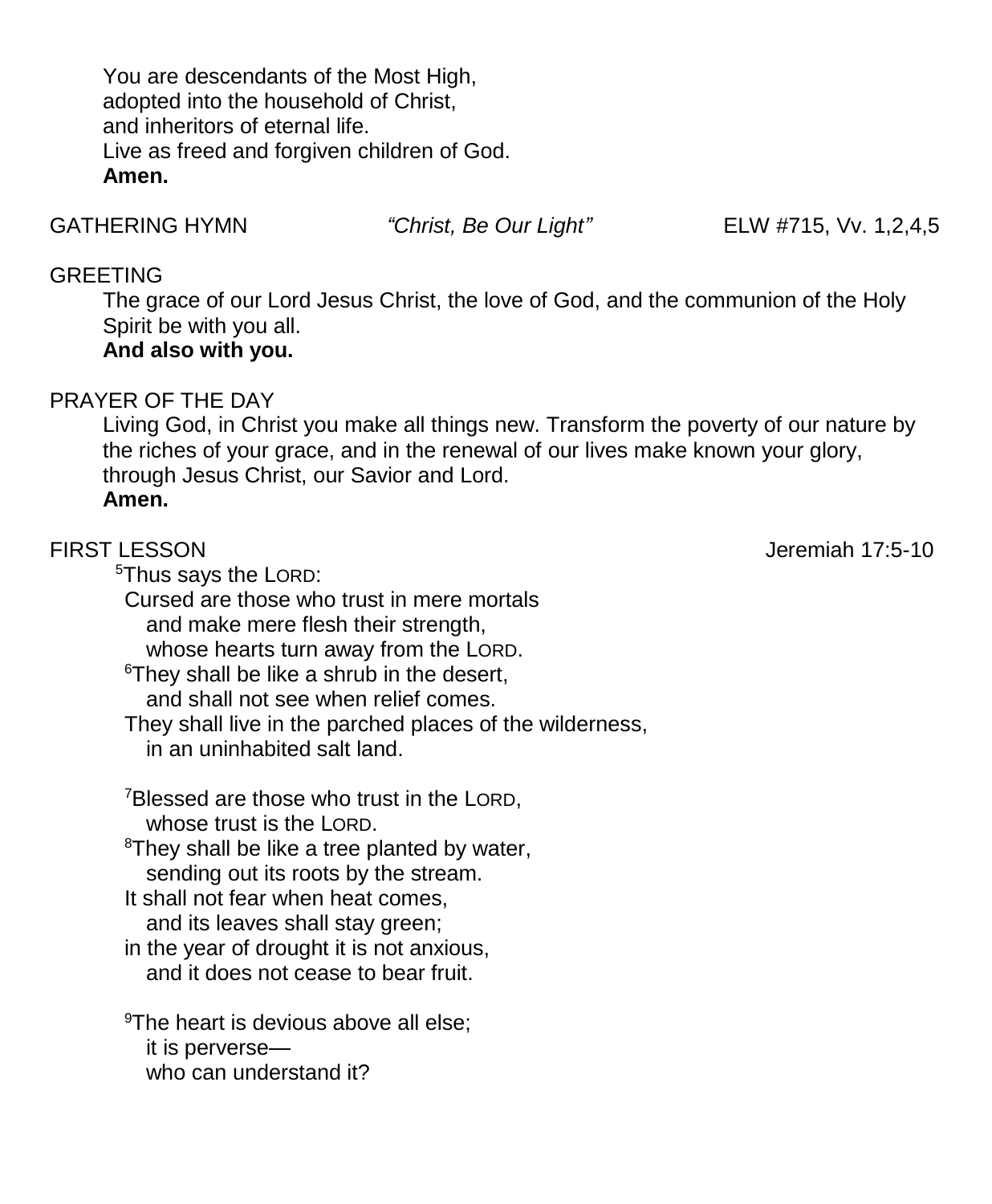You are descendants of the Most High,
adopted into the household of Christ,
and inheritors of eternal life.
Live as freed and forgiven children of God.
**Amen.**

GATHERING HYMN *"Christ, Be Our Light"* ELW #715, Vv. 1,2,4,5

GREETING

The grace of our Lord Jesus Christ, the love of God, and the communion of the Holy Spirit be with you all.
**And also with you.**

PRAYER OF THE DAY

Living God, in Christ you make all things new. Transform the poverty of our nature by the riches of your grace, and in the renewal of our lives make known your glory, through Jesus Christ, our Savior and Lord.
**Amen.**

FIRST LESSON Jeremiah 17:5-10

[5]Thus says the LORD:
Cursed are those who trust in mere mortals
and make mere flesh their strength,
whose hearts turn away from the LORD.
[6]They shall be like a shrub in the desert,
and shall not see when relief comes.
They shall live in the parched places of the wilderness,
in an uninhabited salt land.

[7]Blessed are those who trust in the LORD,
whose trust is the LORD.
[8]They shall be like a tree planted by water,
sending out its roots by the stream.
It shall not fear when heat comes,
and its leaves shall stay green;
in the year of drought it is not anxious,
and it does not cease to bear fruit.

[9]The heart is devious above all else;
it is perverse—
who can understand it?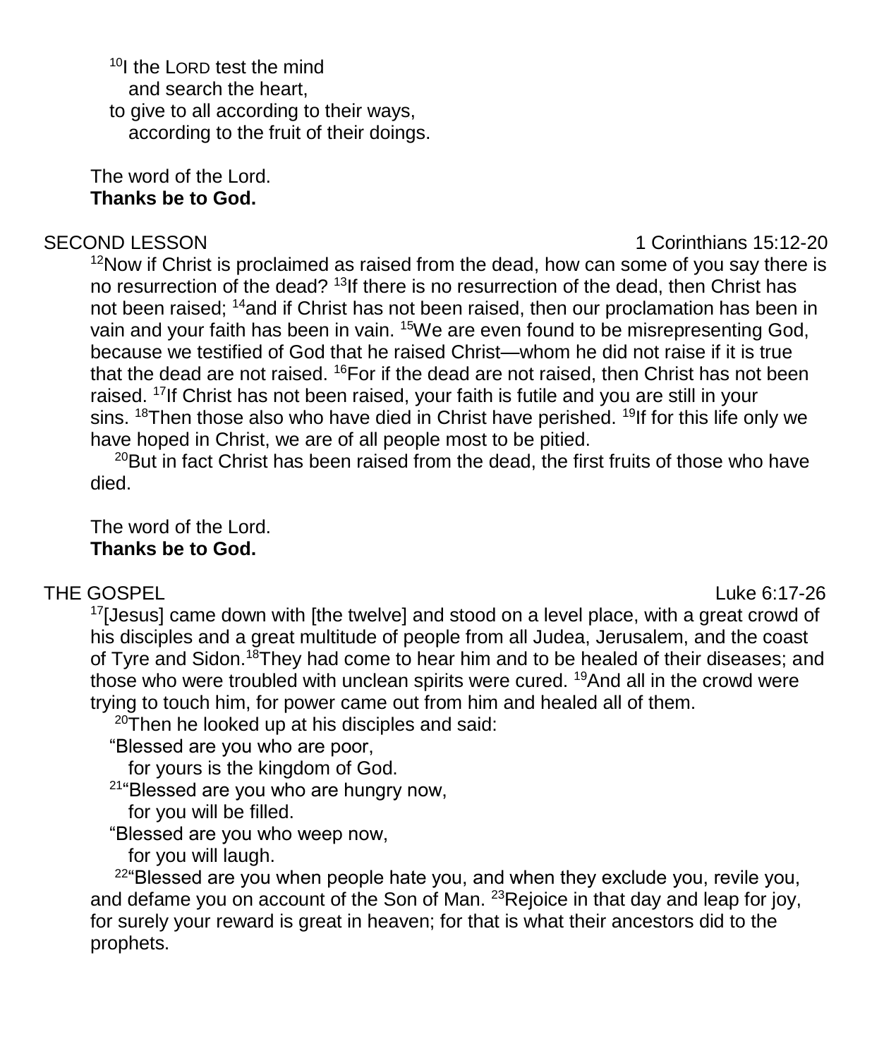[10]I the LORD test the mind
  and search the heart,
to give to all according to their ways,
  according to the fruit of their doings.

The word of the Lord.
**Thanks be to God.**

SECOND LESSON 1 Corinthians 15:12-20

[12]Now if Christ is proclaimed as raised from the dead, how can some of you say there is no resurrection of the dead? [13]If there is no resurrection of the dead, then Christ has not been raised; [14]and if Christ has not been raised, then our proclamation has been in vain and your faith has been in vain. [15]We are even found to be misrepresenting God, because we testified of God that he raised Christ—whom he did not raise if it is true that the dead are not raised. [16]For if the dead are not raised, then Christ has not been raised. [17]If Christ has not been raised, your faith is futile and you are still in your sins. [18]Then those also who have died in Christ have perished. [19]If for this life only we have hoped in Christ, we are of all people most to be pitied.

[20]But in fact Christ has been raised from the dead, the first fruits of those who have died.

The word of the Lord.
**Thanks be to God.**

THE GOSPEL Luke 6:17-26

[17][Jesus] came down with [the twelve] and stood on a level place, with a great crowd of his disciples and a great multitude of people from all Judea, Jerusalem, and the coast of Tyre and Sidon.[18]They had come to hear him and to be healed of their diseases; and those who were troubled with unclean spirits were cured. [19]And all in the crowd were trying to touch him, for power came out from him and healed all of them.

[20]Then he looked up at his disciples and said:
"Blessed are you who are poor,
  for yours is the kingdom of God.
[21]"Blessed are you who are hungry now,
  for you will be filled.
"Blessed are you who weep now,
  for you will laugh.

[22]"Blessed are you when people hate you, and when they exclude you, revile you, and defame you on account of the Son of Man. [23]Rejoice in that day and leap for joy, for surely your reward is great in heaven; for that is what their ancestors did to the prophets.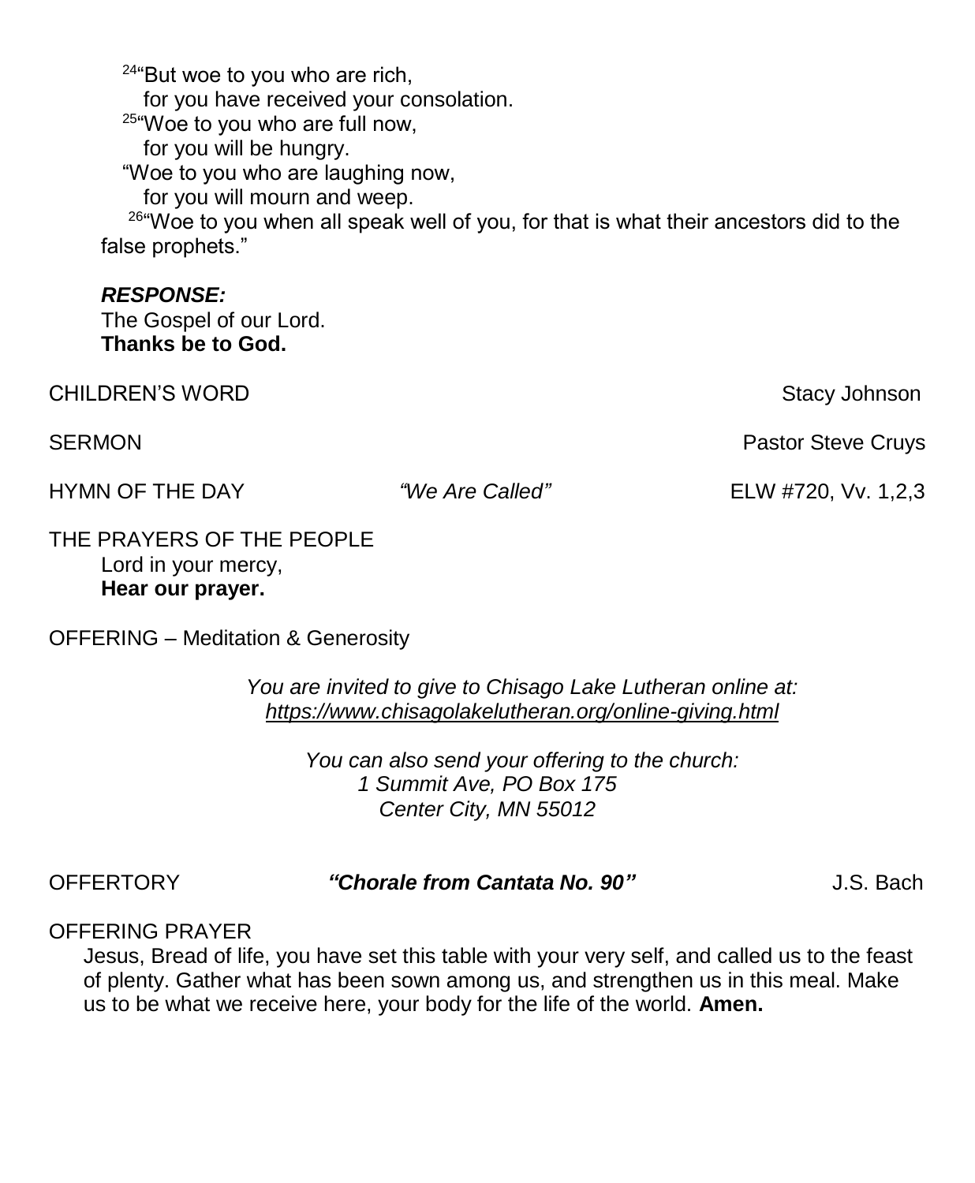[24]"But woe to you who are rich,
for you have received your consolation.
[25]"Woe to you who are full now,
for you will be hungry.
"Woe to you who are laughing now,
for you will mourn and weep.
[26]"Woe to you when all speak well of you, for that is what their ancestors did to the false prophets."

***RESPONSE:***
The Gospel of our Lord.
**Thanks be to God.**

CHILDREN'S WORD Stacy Johnson

SERMON Pastor Steve Cruys

HYMN OF THE DAY *"We Are Called"* ELW #720, Vv. 1,2,3

THE PRAYERS OF THE PEOPLE
Lord in your mercy,
**Hear our prayer.**

OFFERING – Meditation & Generosity

*You are invited to give to Chisago Lake Lutheran online at:*
*https://www.chisagolakelutheran.org/online-giving.html*

*You can also send your offering to the church:*
*1 Summit Ave, PO Box 175*
*Center City, MN 55012*

OFFERTORY ***"Chorale from Cantata No. 90"*** J.S. Bach

OFFERING PRAYER
Jesus, Bread of life, you have set this table with your very self, and called us to the feast of plenty. Gather what has been sown among us, and strengthen us in this meal. Make us to be what we receive here, your body for the life of the world. **Amen.**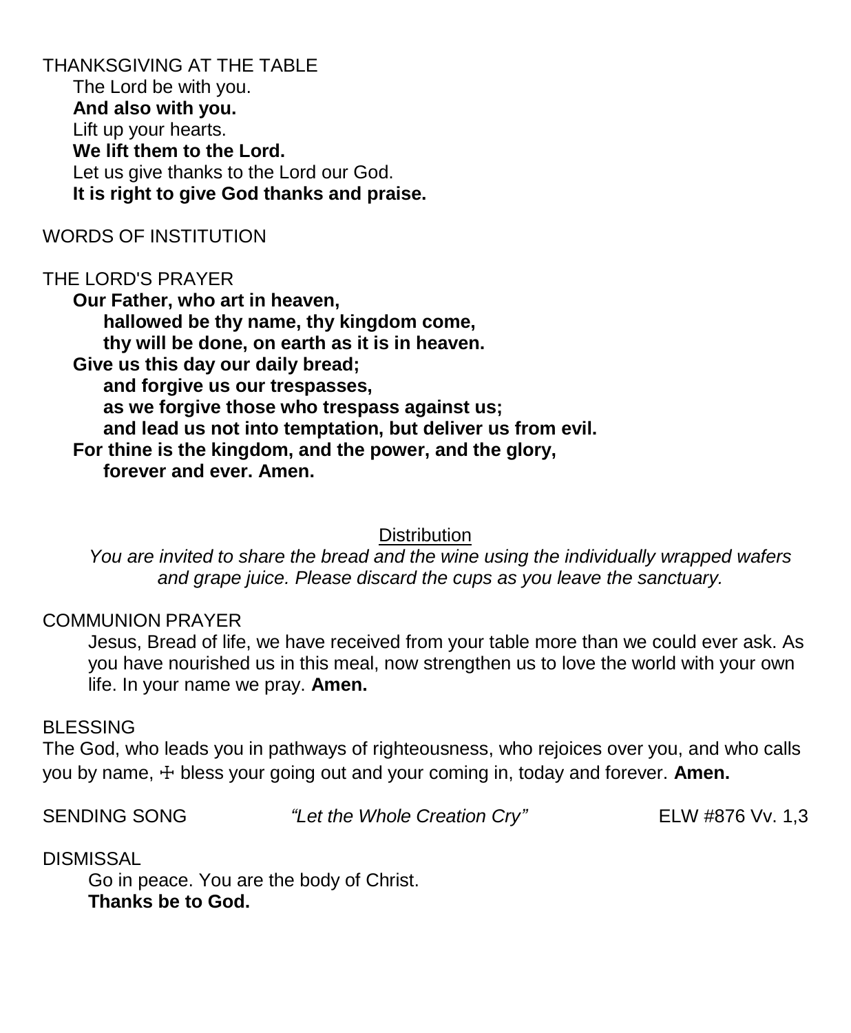THANKSGIVING AT THE TABLE

The Lord be with you.
**And also with you.**
Lift up your hearts.
**We lift them to the Lord.**
Let us give thanks to the Lord our God.
**It is right to give God thanks and praise.**

WORDS OF INSTITUTION

THE LORD'S PRAYER

**Our Father, who art in heaven,**
**hallowed be thy name, thy kingdom come,**
**thy will be done, on earth as it is in heaven.**
**Give us this day our daily bread;**
**and forgive us our trespasses,**
**as we forgive those who trespass against us;**
**and lead us not into temptation, but deliver us from evil.**
**For thine is the kingdom, and the power, and the glory,**
**forever and ever. Amen.**

Distribution

*You are invited to share the bread and the wine using the individually wrapped wafers and grape juice. Please discard the cups as you leave the sanctuary.*

COMMUNION PRAYER

Jesus, Bread of life, we have received from your table more than we could ever ask. As you have nourished us in this meal, now strengthen us to love the world with your own life. In your name we pray. **Amen.**

BLESSING

The God, who leads you in pathways of righteousness, who rejoices over you, and who calls you by name, ☩ bless your going out and your coming in, today and forever. **Amen.**

SENDING SONG *"Let the Whole Creation Cry"* ELW #876 Vv. 1,3

DISMISSAL

Go in peace. You are the body of Christ.
**Thanks be to God.**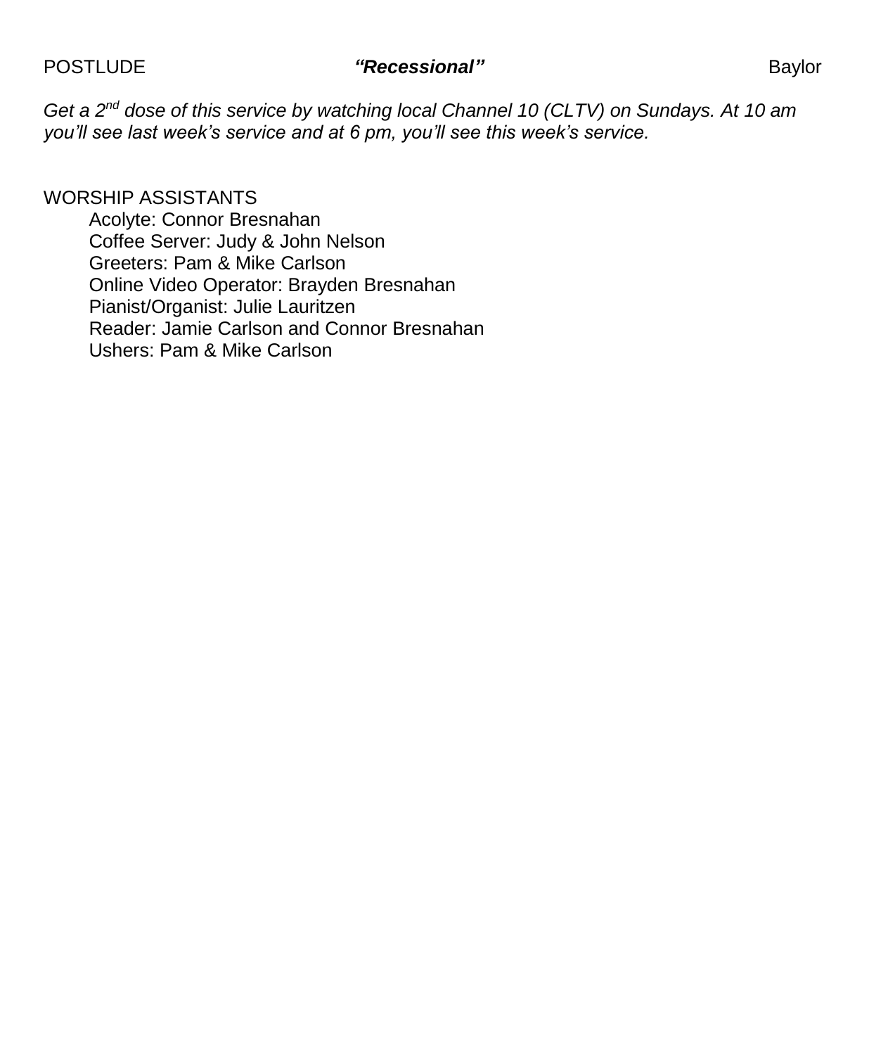POSTLUDE *"Recessional"* Baylor

*Get a 2nd dose of this service by watching local Channel 10 (CLTV) on Sundays. At 10 am you'll see last week's service and at 6 pm, you'll see this week's service.*

WORSHIP ASSISTANTS

- Acolyte: Connor Bresnahan
- Coffee Server: Judy & John Nelson
- Greeters: Pam & Mike Carlson
- Online Video Operator: Brayden Bresnahan
- Pianist/Organist: Julie Lauritzen
- Reader: Jamie Carlson and Connor Bresnahan
- Ushers: Pam & Mike Carlson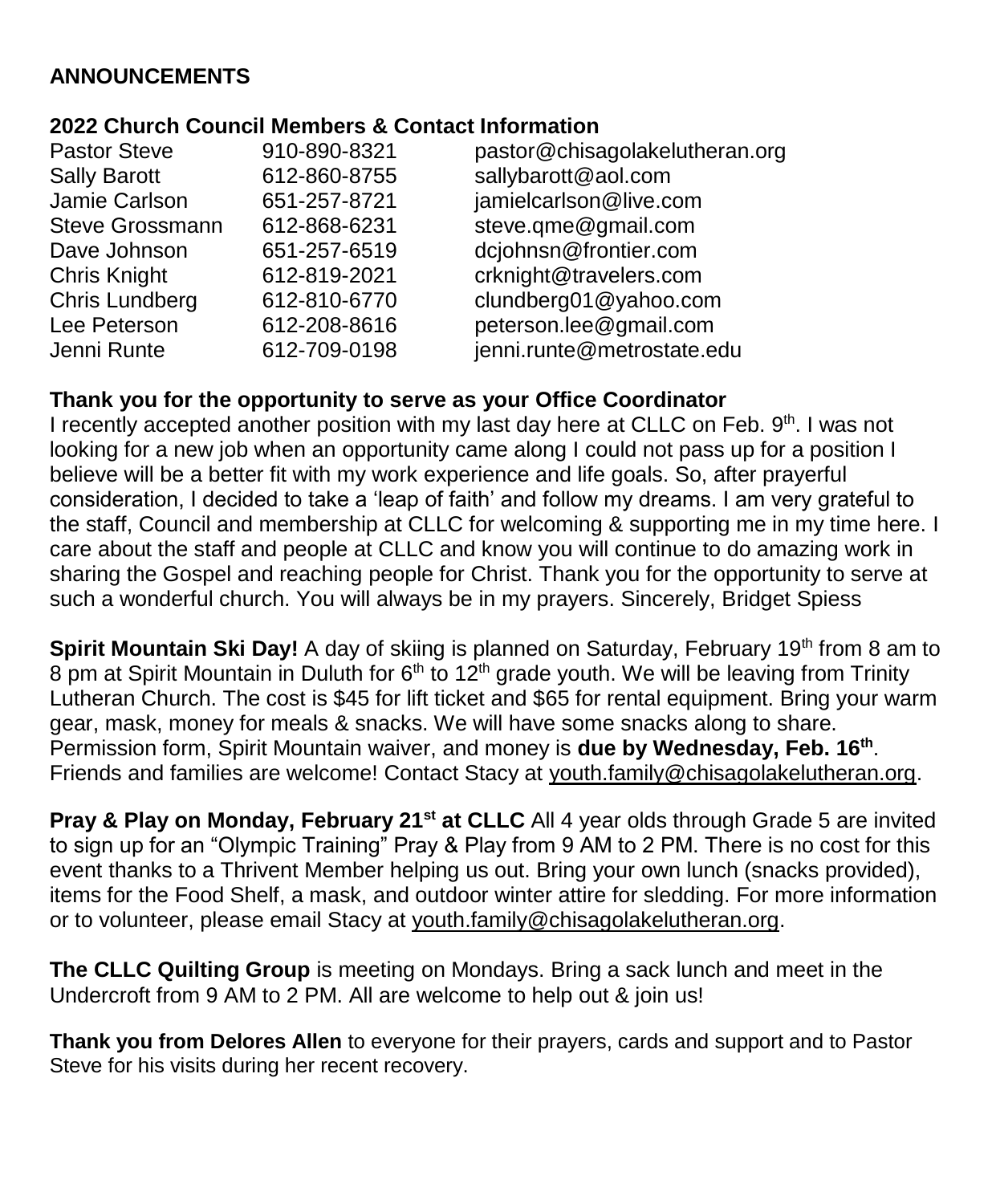## ANNOUNCEMENTS

### 2022 Church Council Members & Contact Information

| | | |
|---|---|---|
| Pastor Steve | 910-890-8321 | pastor@chisagolakelutheran.org |
| Sally Barott | 612-860-8755 | sallybarott@aol.com |
| Jamie Carlson | 651-257-8721 | jamielcarlson@live.com |
| Steve Grossmann | 612-868-6231 | steve.qme@gmail.com |
| Dave Johnson | 651-257-6519 | dcjohnsn@frontier.com |
| Chris Knight | 612-819-2021 | crknight@travelers.com |
| Chris Lundberg | 612-810-6770 | clundberg01@yahoo.com |
| Lee Peterson | 612-208-8616 | peterson.lee@gmail.com |
| Jenni Runte | 612-709-0198 | jenni.runte@metrostate.edu |

**Thank you for the opportunity to serve as your Office Coordinator**

I recently accepted another position with my last day here at CLLC on Feb. 9th. I was not looking for a new job when an opportunity came along I could not pass up for a position I believe will be a better fit with my work experience and life goals. So, after prayerful consideration, I decided to take a 'leap of faith' and follow my dreams. I am very grateful to the staff, Council and membership at CLLC for welcoming & supporting me in my time here. I care about the staff and people at CLLC and know you will continue to do amazing work in sharing the Gospel and reaching people for Christ. Thank you for the opportunity to serve at such a wonderful church. You will always be in my prayers. Sincerely, Bridget Spiess

**Spirit Mountain Ski Day!** A day of skiing is planned on Saturday, February 19th from 8 am to 8 pm at Spirit Mountain in Duluth for 6th to 12th grade youth. We will be leaving from Trinity Lutheran Church. The cost is $45 for lift ticket and $65 for rental equipment. Bring your warm gear, mask, money for meals & snacks. We will have some snacks along to share. Permission form, Spirit Mountain waiver, and money is **due by Wednesday, Feb. 16th**. Friends and families are welcome! Contact Stacy at youth.family@chisagolakelutheran.org.

**Pray & Play on Monday, February 21st at CLLC** All 4 year olds through Grade 5 are invited to sign up for an "Olympic Training" Pray & Play from 9 AM to 2 PM. There is no cost for this event thanks to a Thrivent Member helping us out. Bring your own lunch (snacks provided), items for the Food Shelf, a mask, and outdoor winter attire for sledding. For more information or to volunteer, please email Stacy at youth.family@chisagolakelutheran.org.

**The CLLC Quilting Group** is meeting on Mondays. Bring a sack lunch and meet in the Undercroft from 9 AM to 2 PM. All are welcome to help out & join us!

**Thank you from Delores Allen** to everyone for their prayers, cards and support and to Pastor Steve for his visits during her recent recovery.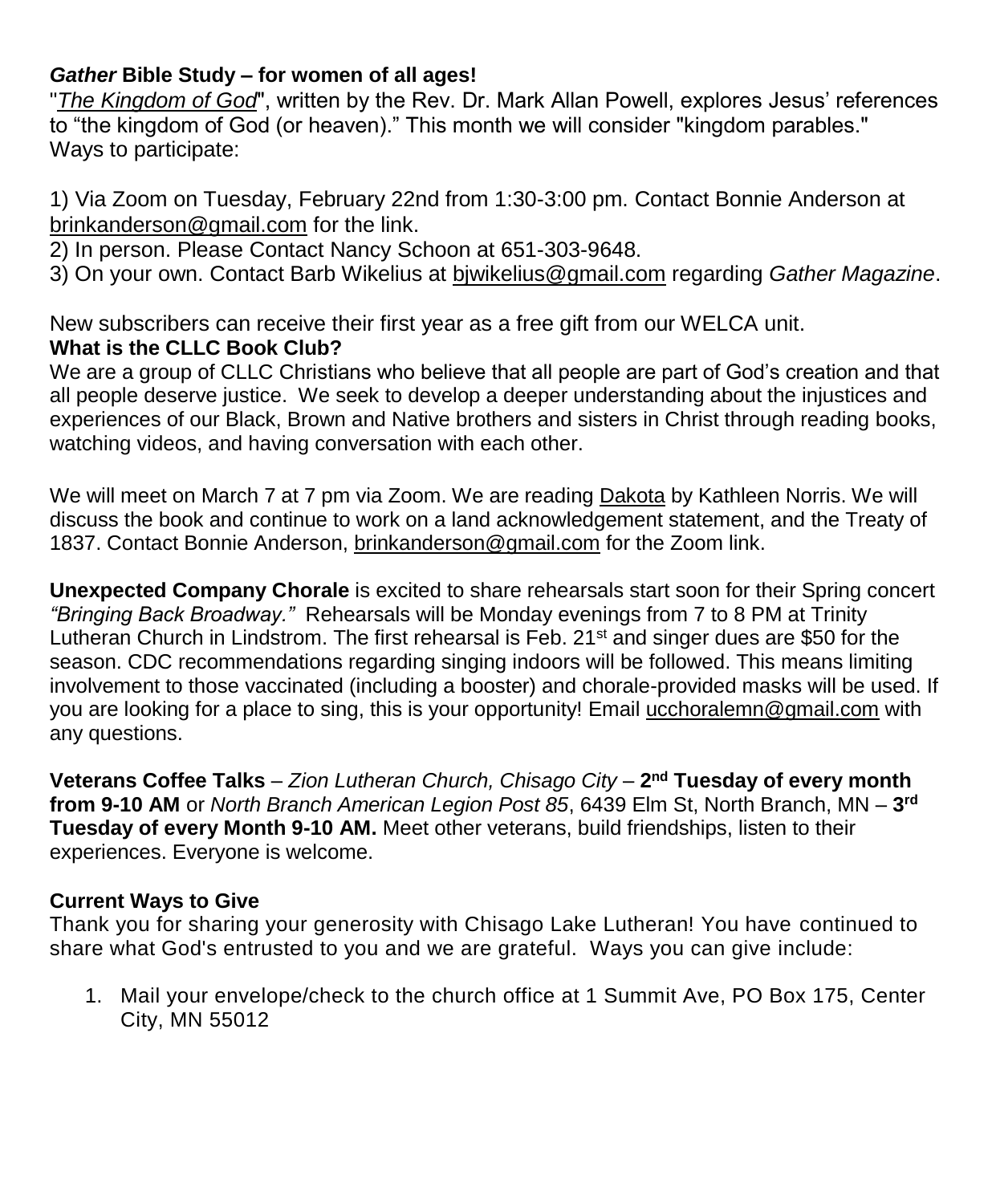**_Gather_ Bible Study – for women of all ages!**

"_The Kingdom of God_", written by the Rev. Dr. Mark Allan Powell, explores Jesus' references to "the kingdom of God (or heaven)." This month we will consider "kingdom parables."
Ways to participate:

1) Via Zoom on Tuesday, February 22nd from 1:30-3:00 pm. Contact Bonnie Anderson at brinkanderson@gmail.com for the link.
2) In person. Please Contact Nancy Schoon at 651-303-9648.
3) On your own. Contact Barb Wikelius at bjwikelius@gmail.com regarding _Gather Magazine_.

New subscribers can receive their first year as a free gift from our WELCA unit.

**What is the CLLC Book Club?**

We are a group of CLLC Christians who believe that all people are part of God's creation and that all people deserve justice. We seek to develop a deeper understanding about the injustices and experiences of our Black, Brown and Native brothers and sisters in Christ through reading books, watching videos, and having conversation with each other.

We will meet on March 7 at 7 pm via Zoom. We are reading Dakota by Kathleen Norris. We will discuss the book and continue to work on a land acknowledgement statement, and the Treaty of 1837. Contact Bonnie Anderson, brinkanderson@gmail.com for the Zoom link.

**Unexpected Company Chorale** is excited to share rehearsals start soon for their Spring concert _"Bringing Back Broadway."_ Rehearsals will be Monday evenings from 7 to 8 PM at Trinity Lutheran Church in Lindstrom. The first rehearsal is Feb. 21st and singer dues are $50 for the season. CDC recommendations regarding singing indoors will be followed. This means limiting involvement to those vaccinated (including a booster) and chorale-provided masks will be used. If you are looking for a place to sing, this is your opportunity! Email ucchoralemn@gmail.com with any questions.

**Veterans Coffee Talks** – _Zion Lutheran Church, Chisago City_ – **2nd Tuesday of every month from 9-10 AM** or _North Branch American Legion Post 85_, 6439 Elm St, North Branch, MN – **3rd Tuesday of every Month 9-10 AM.** Meet other veterans, build friendships, listen to their experiences. Everyone is welcome.

**Current Ways to Give**

Thank you for sharing your generosity with Chisago Lake Lutheran! You have continued to share what God's entrusted to you and we are grateful. Ways you can give include:

1. Mail your envelope/check to the church office at 1 Summit Ave, PO Box 175, Center City, MN 55012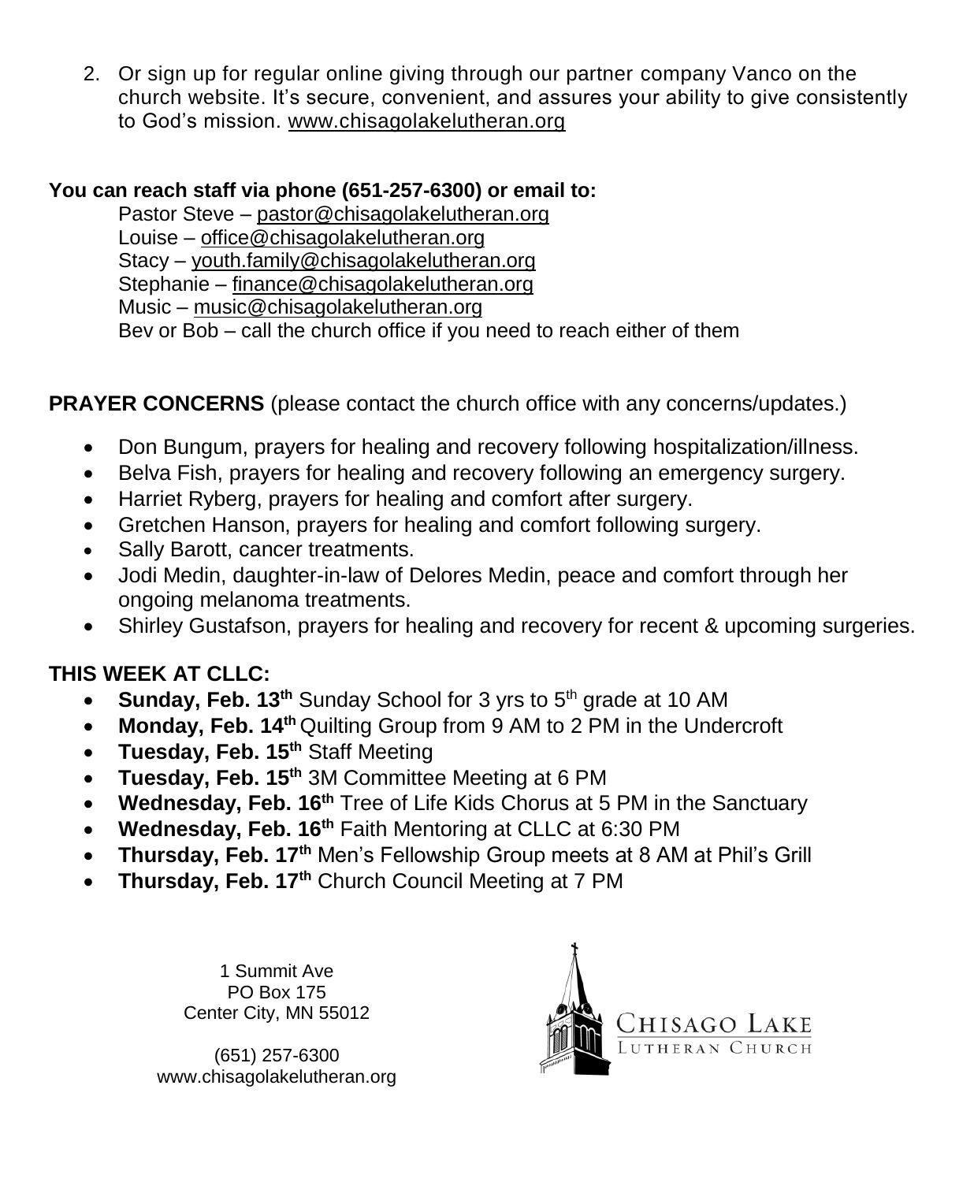2. Or sign up for regular online giving through our partner company Vanco on the church website. It's secure, convenient, and assures your ability to give consistently to God's mission. www.chisagolakelutheran.org

**You can reach staff via phone (651-257-6300) or email to:**

Pastor Steve – pastor@chisagolakelutheran.org
Louise – office@chisagolakelutheran.org
Stacy – youth.family@chisagolakelutheran.org
Stephanie – finance@chisagolakelutheran.org
Music – music@chisagolakelutheran.org
Bev or Bob – call the church office if you need to reach either of them

**PRAYER CONCERNS** (please contact the church office with any concerns/updates.)

- Don Bungum, prayers for healing and recovery following hospitalization/illness.
- Belva Fish, prayers for healing and recovery following an emergency surgery.
- Harriet Ryberg, prayers for healing and comfort after surgery.
- Gretchen Hanson, prayers for healing and comfort following surgery.
- Sally Barott, cancer treatments.
- Jodi Medin, daughter-in-law of Delores Medin, peace and comfort through her ongoing melanoma treatments.
- Shirley Gustafson, prayers for healing and recovery for recent & upcoming surgeries.

## THIS WEEK AT CLLC:

- **Sunday, Feb. 13th** Sunday School for 3 yrs to 5th grade at 10 AM
- **Monday, Feb. 14th** Quilting Group from 9 AM to 2 PM in the Undercroft
- **Tuesday, Feb. 15th** Staff Meeting
- **Tuesday, Feb. 15th** 3M Committee Meeting at 6 PM
- **Wednesday, Feb. 16th** Tree of Life Kids Chorus at 5 PM in the Sanctuary
- **Wednesday, Feb. 16th** Faith Mentoring at CLLC at 6:30 PM
- **Thursday, Feb. 17th** Men's Fellowship Group meets at 8 AM at Phil's Grill
- **Thursday, Feb. 17th** Church Council Meeting at 7 PM

1 Summit Ave
PO Box 175
Center City, MN 55012

(651) 257-6300
www.chisagolakelutheran.org

CHISAGO LAKE
LUTHERAN CHURCH